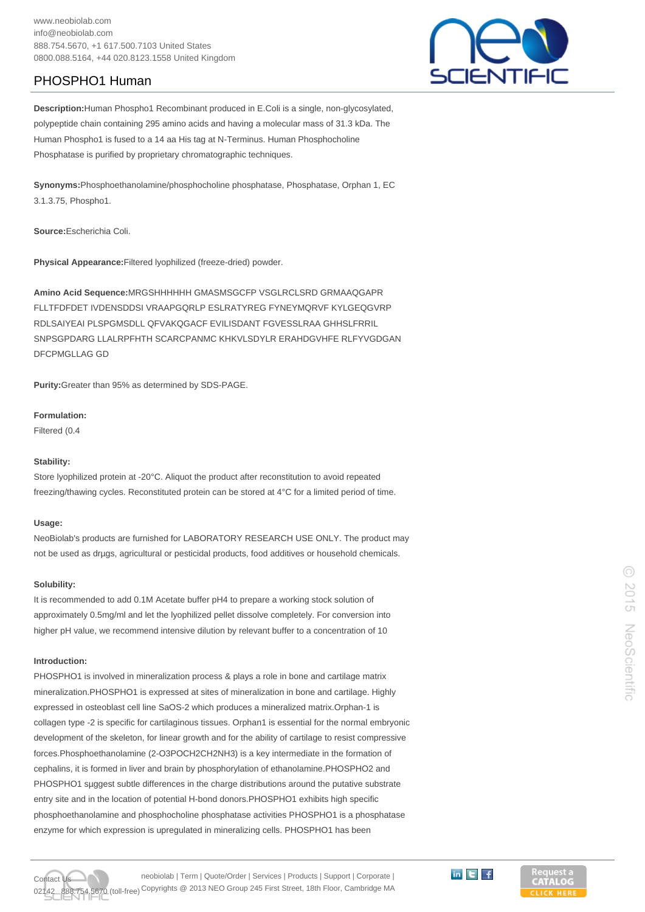www.neobiolab.com
info@neobiolab.com
888.754.5670, +1 617.500.7103 United States
0800.088.5164, +44 020.8123.1558 United Kingdom

# PHOSPHO1 Human

**Description:** Human Phospho1 Recombinant produced in E.Coli is a single, non-glycosylated, polypeptide chain containing 295 amino acids and having a molecular mass of 31.3 kDa. The Human Phospho1 is fused to a 14 aa His tag at N-Terminus. Human Phosphocholine Phosphatase is purified by proprietary chromatographic techniques.

**Synonyms:** Phosphoethanolamine/phosphocholine phosphatase, Phosphatase, Orphan 1, EC 3.1.3.75, Phospho1.

**Source:** Escherichia Coli.

**Physical Appearance:** Filtered lyophilized (freeze-dried) powder.

**Amino Acid Sequence:** MRGSHHHHHH GMASMSGCFP VSGLRCLSRD GRMAAQGAPR FLLTFDFDET IVDENSDDSI VRAAPGQRLP ESLRATYREG FYNEYMQRVF KYLGEQGVRP RDLSAIYEAI PLSPGMSDLL QFVAKQGACF EVILISDANT FGVESSLRAA GHHSLFRRIL SNPSGPDARG LLALRPFHTH SCARCPANMC KHKVLSDYLR ERAHDGVHFE RLFYVGDGAN DFCPMGLLAG GD

**Purity:** Greater than 95% as determined by SDS-PAGE.

**Formulation:**
Filtered (0.4

**Stability:**
Store lyophilized protein at -20°C. Aliquot the product after reconstitution to avoid repeated freezing/thawing cycles. Reconstituted protein can be stored at 4°C for a limited period of time.

**Usage:**
NeoBiolab's products are furnished for LABORATORY RESEARCH USE ONLY. The product may not be used as drμgs, agricultural or pesticidal products, food additives or household chemicals.

**Solubility:**
It is recommended to add 0.1M Acetate buffer pH4 to prepare a working stock solution of approximately 0.5mg/ml and let the lyophilized pellet dissolve completely. For conversion into higher pH value, we recommend intensive dilution by relevant buffer to a concentration of 10

**Introduction:**
PHOSPHO1 is involved in mineralization process & plays a role in bone and cartilage matrix mineralization.PHOSPHO1 is expressed at sites of mineralization in bone and cartilage. Highly expressed in osteoblast cell line SaOS-2 which produces a mineralized matrix.Orphan-1 is collagen type -2 is specific for cartilaginous tissues. Orphan1 is essential for the normal embryonic development of the skeleton, for linear growth and for the ability of cartilage to resist compressive forces.Phosphoethanolamine (2-O3POCH2CH2NH3) is a key intermediate in the formation of cephalins, it is formed in liver and brain by phosphorylation of ethanolamine.PHOSPHO2 and PHOSPHO1 sμggest subtle differences in the charge distributions around the putative substrate entry site and in the location of potential H-bond donors.PHOSPHO1 exhibits high specific phosphoethanolamine and phosphocholine phosphatase activities PHOSPHO1 is a phosphatase enzyme for which expression is upregulated in mineralizing cells. PHOSPHO1 has been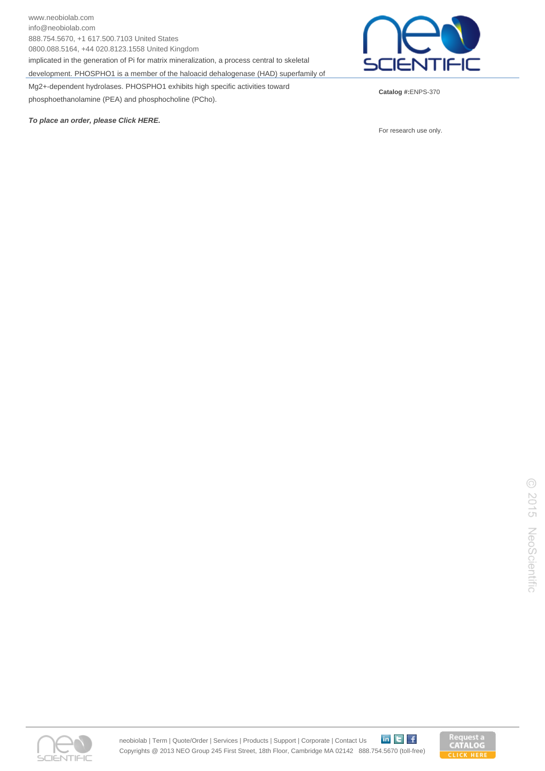implicated in the generation of Pi for matrix mineralization, a process central to skeletal development. PHOSPHO1 is a member of the haloacid dehalogenase (HAD) superfamily of Mg2+-dependent hydrolases. PHOSPHO1 exhibits high specific activities toward phosphoethanolamine (PEA) and phosphocholine (PCho).

***To place an order, please Click HERE.***

**Catalog #:**ENPS-370

For research use only.